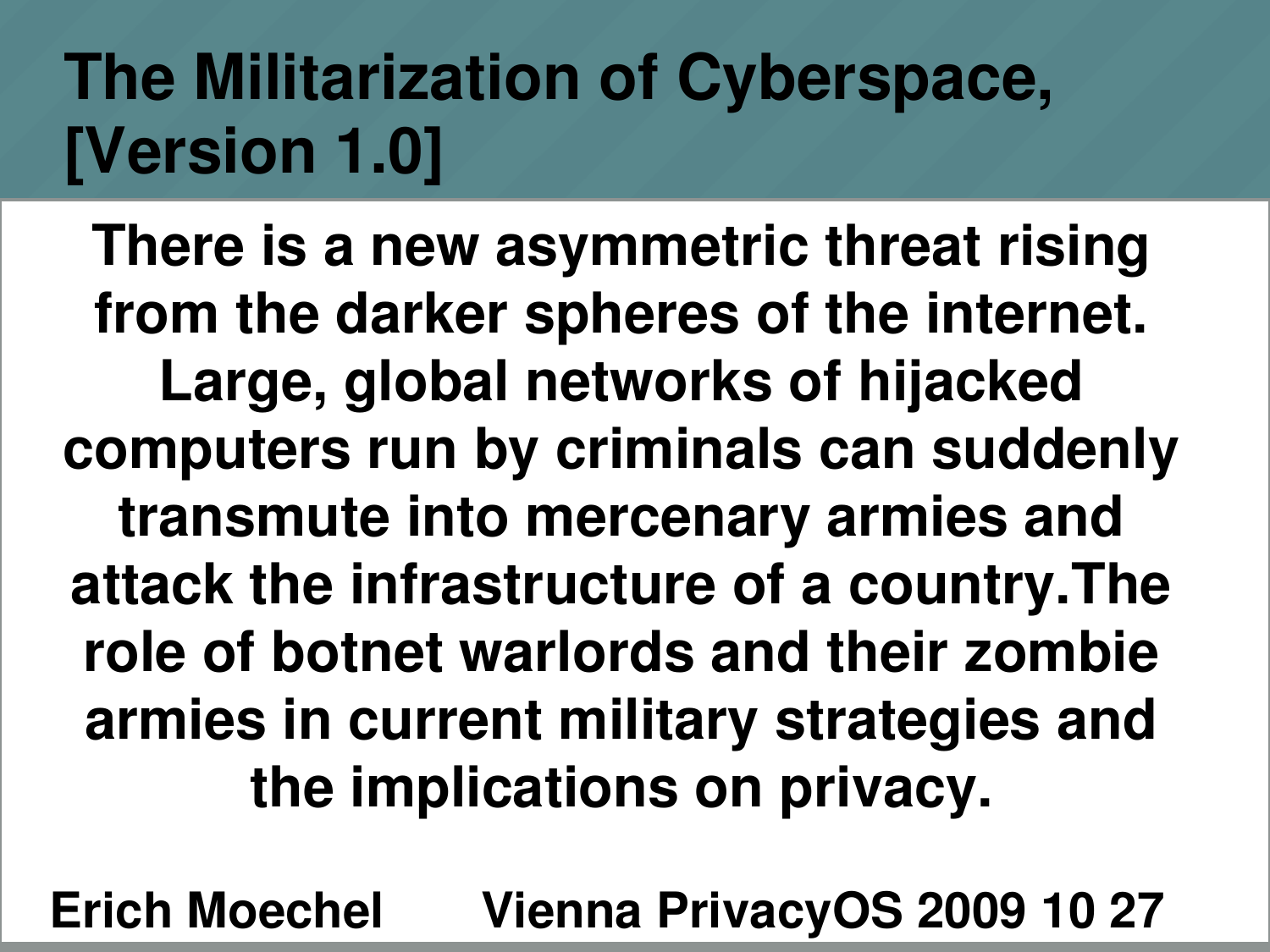# The Militarization of Cyberspace, [Version 1.0]

**There is a new asymmetric threat rising from the darker spheres of the internet. Large, global networks of hijacked computers run by criminals can suddenly transmute into mercenary armies and attack the infrastructure of a country.The role of botnet warlords and their zombie armies in current military strategies and the implications on privacy.**

**Erich Moechel Vienna PrivacyOS 2009 10 27**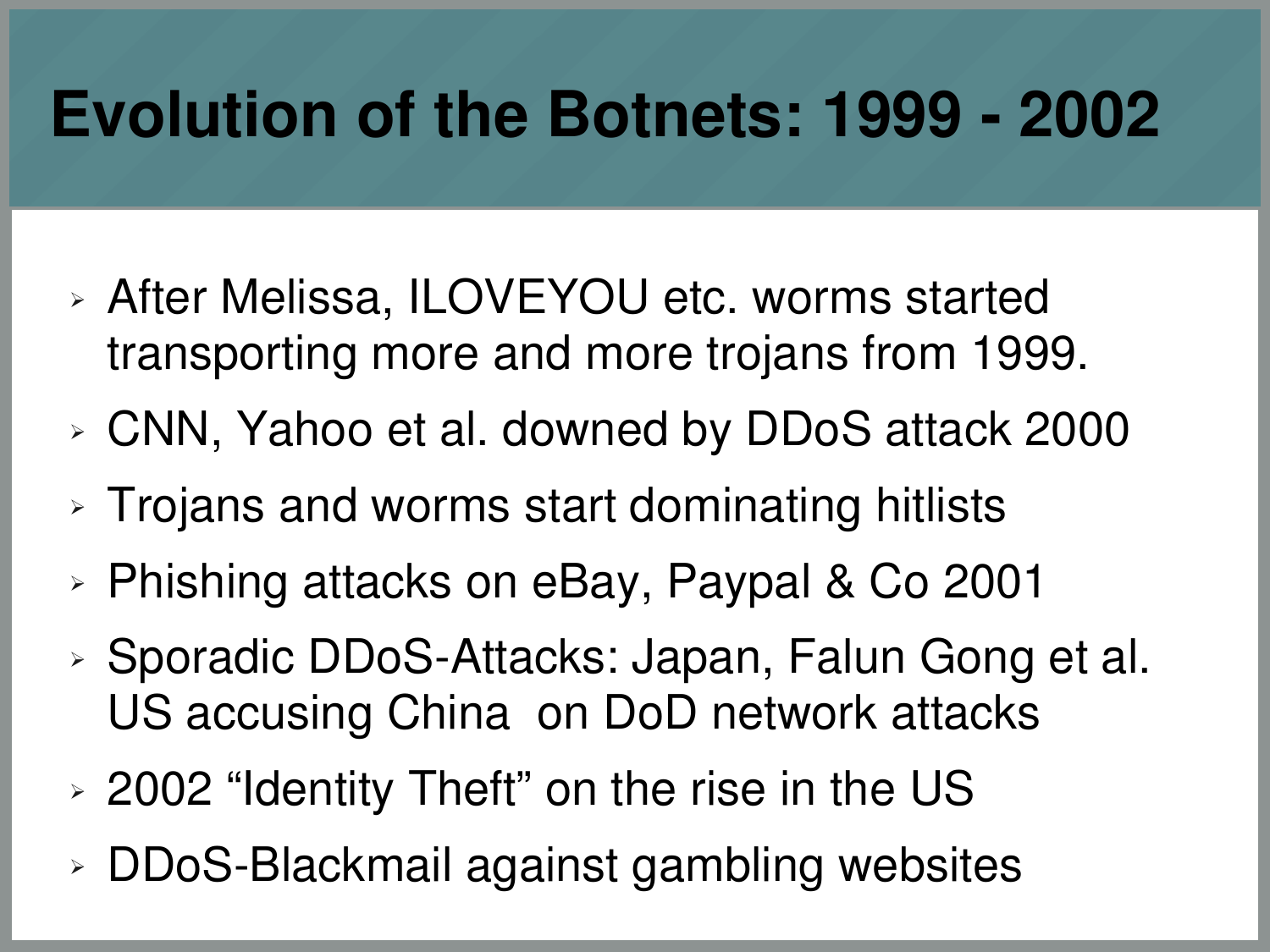# Evolution of the Botnets: 1999 - 2002

- After Melissa, ILOVEYOU etc. worms started transporting more and more trojans from 1999.
- CNN, Yahoo et al. downed by DDoS attack 2000
- Trojans and worms start dominating hitlists
- Phishing attacks on eBay, Paypal & Co 2001
- Sporadic DDoS-Attacks: Japan, Falun Gong et al. US accusing China on DoD network attacks
- 2002 “Identity Theft” on the rise in the US
- DDoS-Blackmail against gambling websites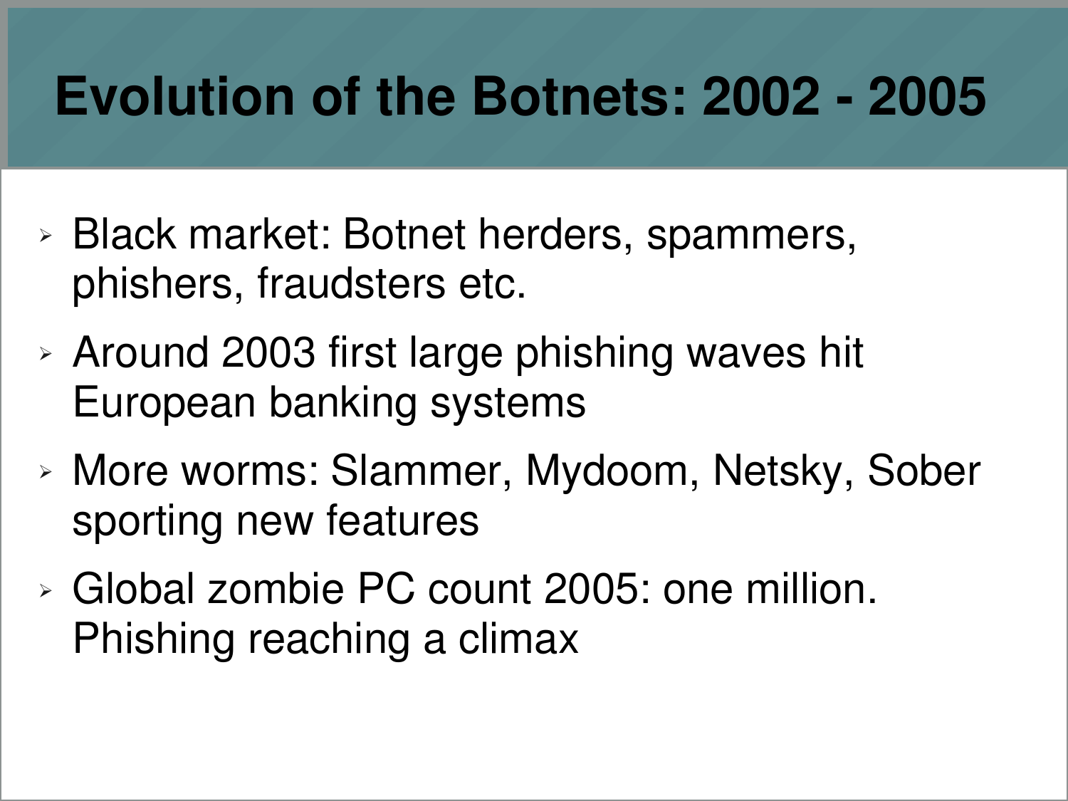# Evolution of the Botnets: 2002 - 2005

- Black market: Botnet herders, spammers, phishers, fraudsters etc.
- Around 2003 first large phishing waves hit European banking systems
- More worms: Slammer, Mydoom, Netsky, Sober sporting new features
- Global zombie PC count 2005: one million. Phishing reaching a climax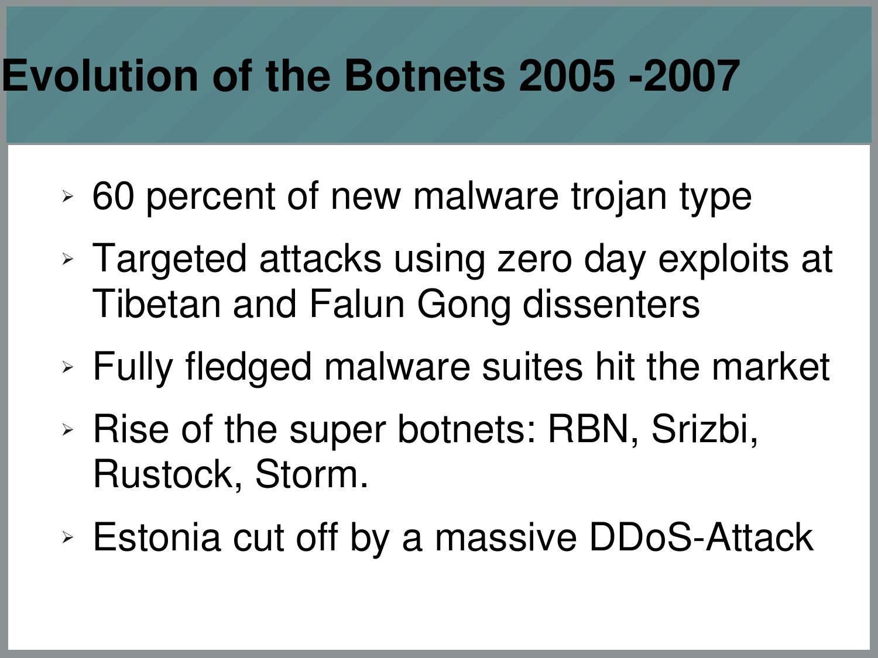# Evolution of the Botnets 2005 -2007

- 60 percent of new malware trojan type
- Targeted attacks using zero day exploits at Tibetan and Falun Gong dissenters
- Fully fledged malware suites hit the market
- Rise of the super botnets: RBN, Srizbi, Rustock, Storm.
- Estonia cut off by a massive DDoS-Attack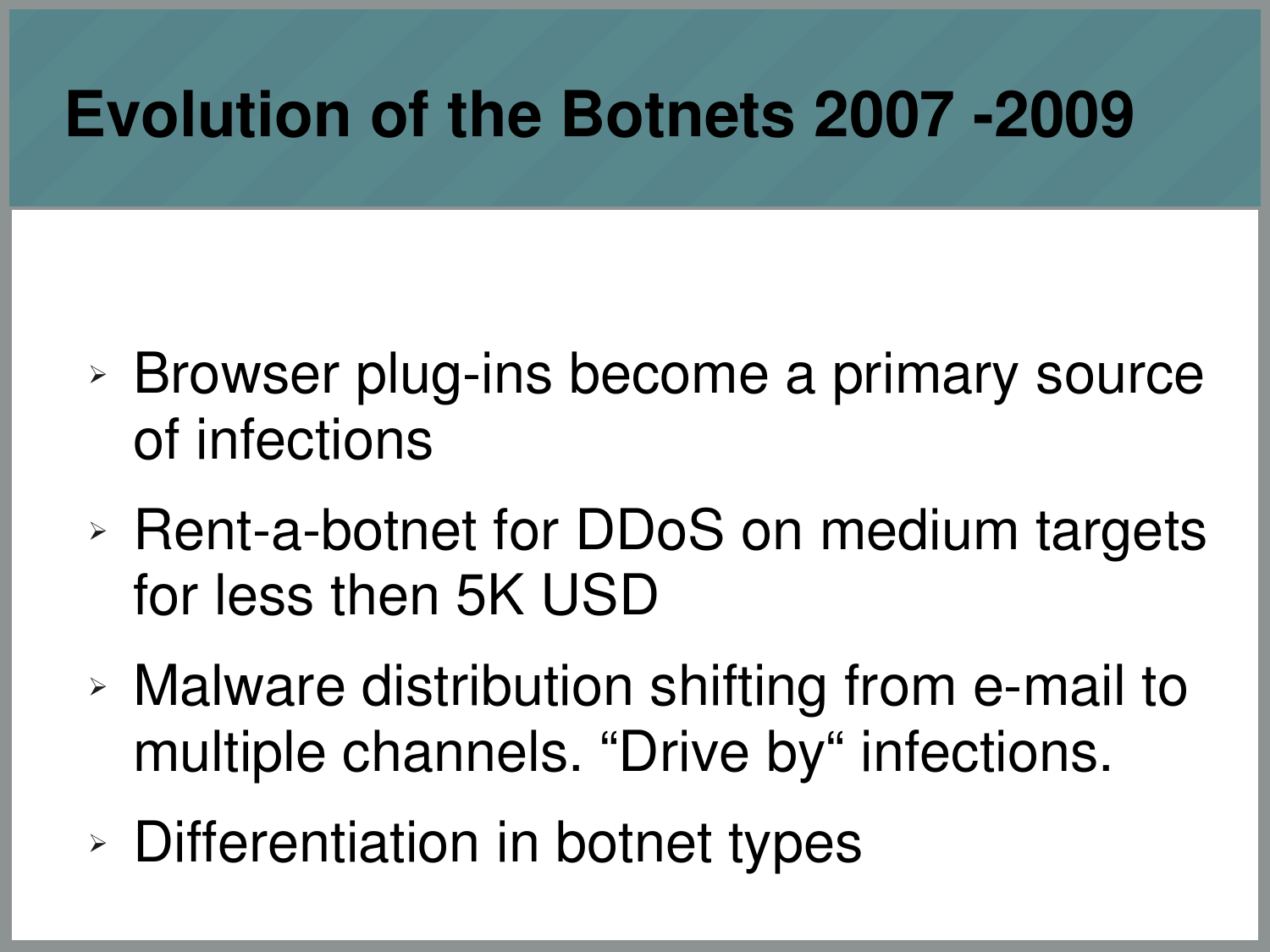# Evolution of the Botnets 2007 -2009

- Browser plug-ins become a primary source of infections
- Rent-a-botnet for DDoS on medium targets for less then 5K USD
- Malware distribution shifting from e-mail to multiple channels. "Drive by" infections.
- Differentiation in botnet types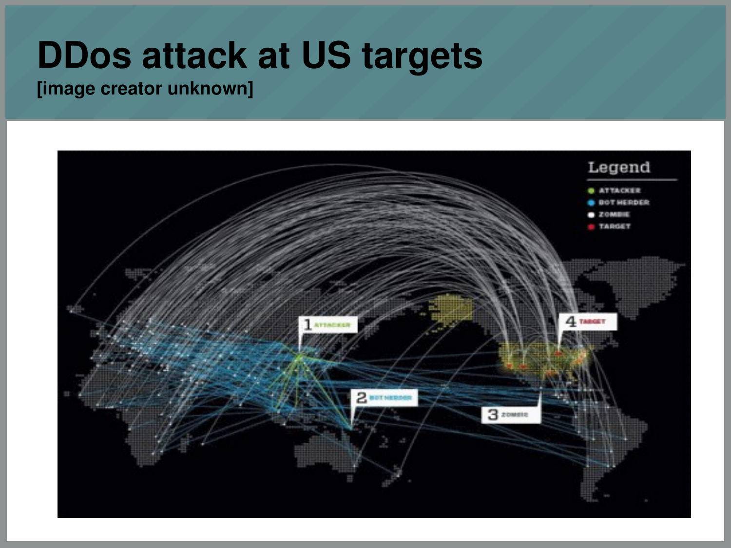# DDos attack at US targets

**[image creator unknown]**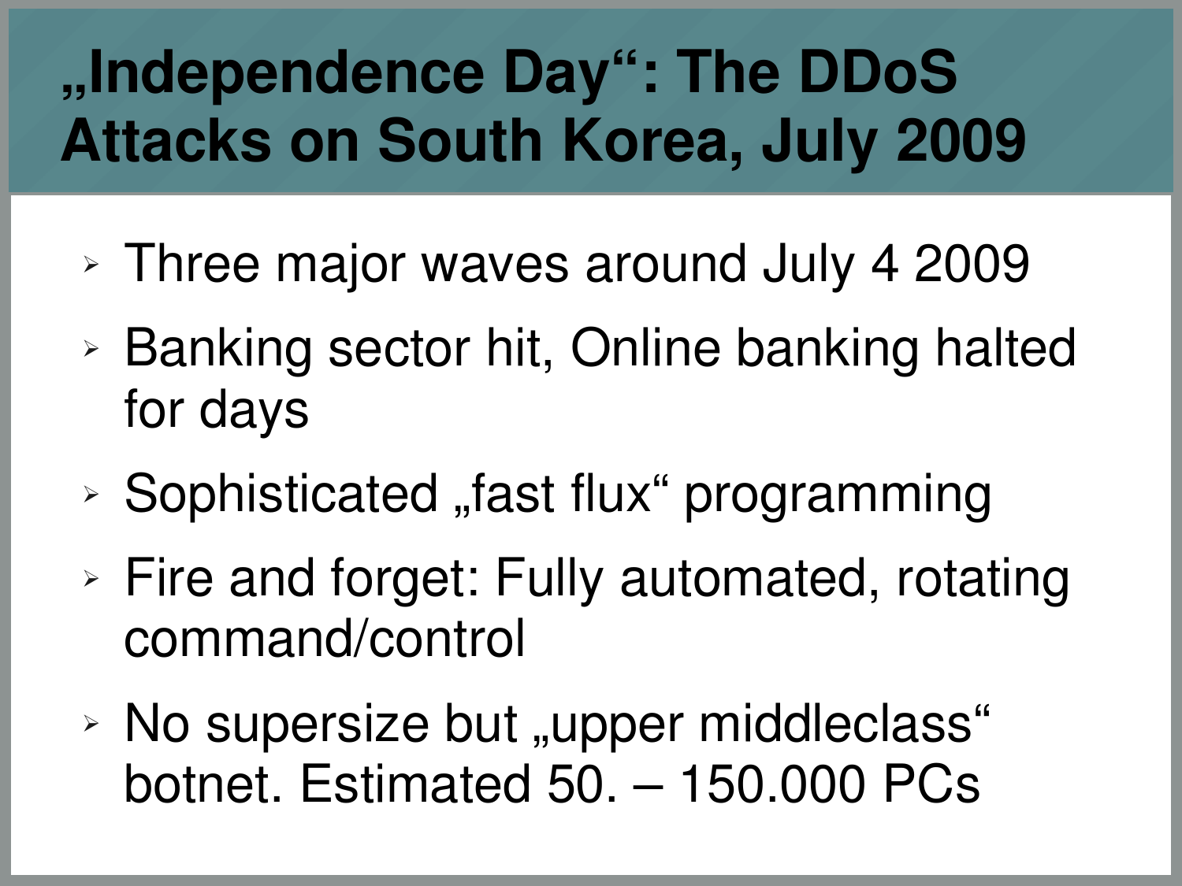# „Independence Day": The DDoS Attacks on South Korea, July 2009

- Three major waves around July 4 2009
- Banking sector hit, Online banking halted for days
- Sophisticated „fast flux" programming
- Fire and forget: Fully automated, rotating command/control
- No supersize but „upper middleclass" botnet. Estimated 50. – 150.000 PCs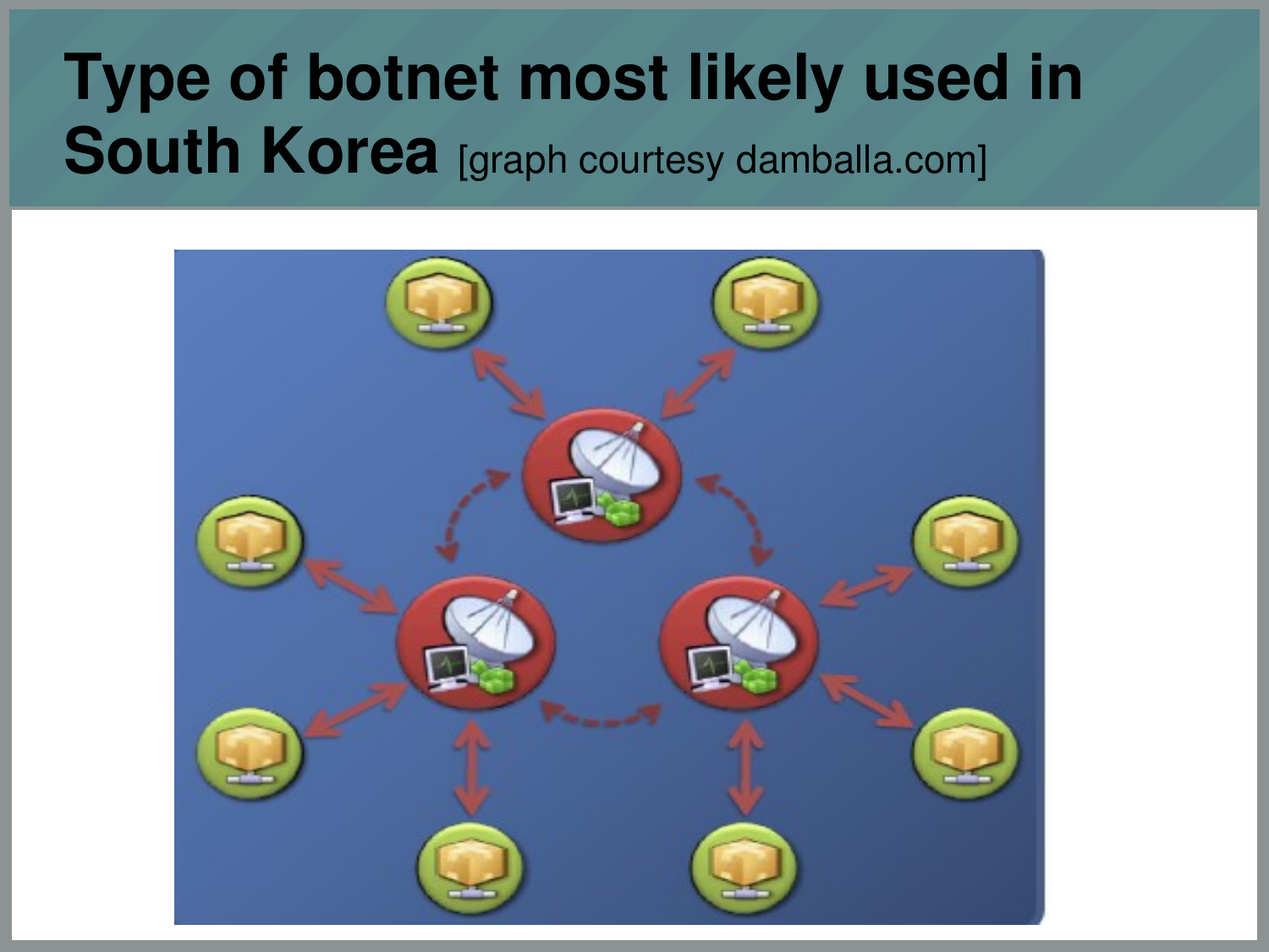# Type of botnet most likely used in South Korea [graph courtesy damballa.com]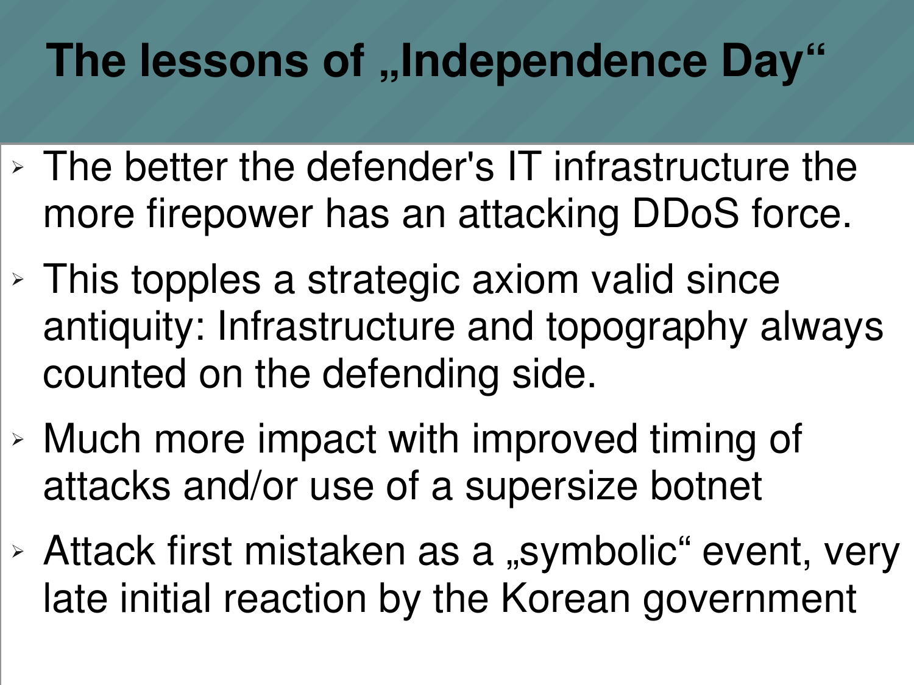# The lessons of „Independence Day“

- The better the defender's IT infrastructure the more firepower has an attacking DDoS force.
- This topples a strategic axiom valid since antiquity: Infrastructure and topography always counted on the defending side.
- Much more impact with improved timing of attacks and/or use of a supersize botnet
- Attack first mistaken as a „symbolic“ event, very late initial reaction by the Korean government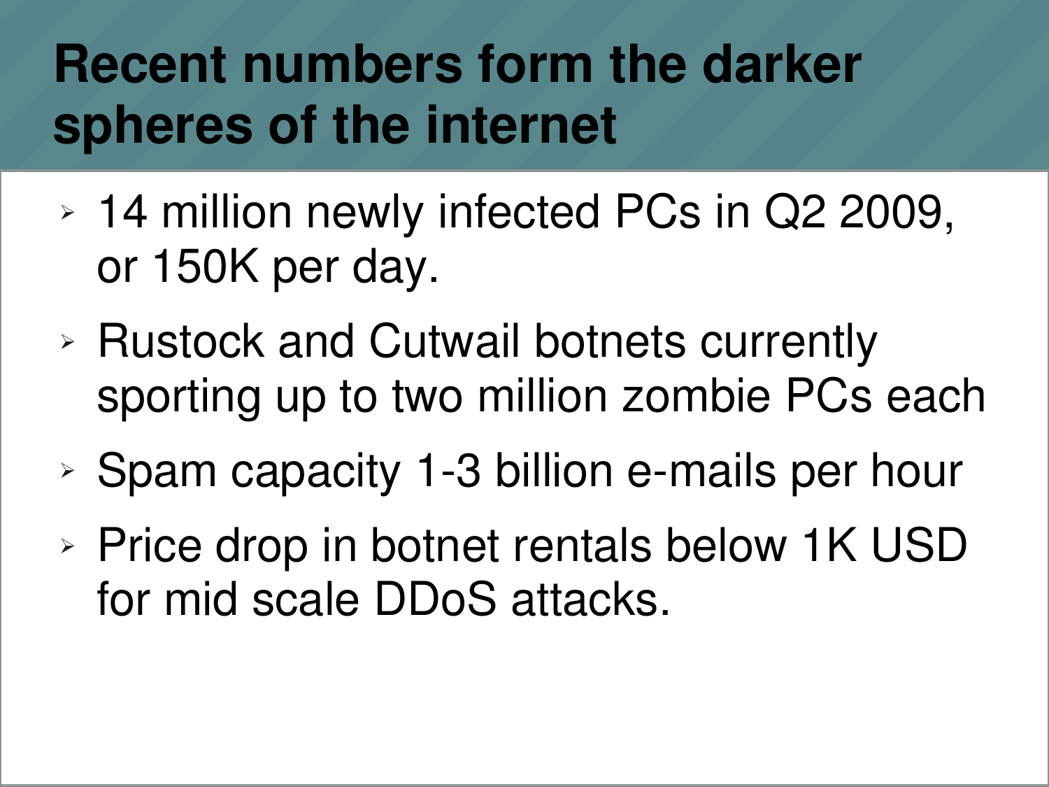# Recent numbers form the darker spheres of the internet

- 14 million newly infected PCs in Q2 2009, or 150K per day.
- Rustock and Cutwail botnets currently sporting up to two million zombie PCs each
- Spam capacity 1-3 billion e-mails per hour
- Price drop in botnet rentals below 1K USD for mid scale DDoS attacks.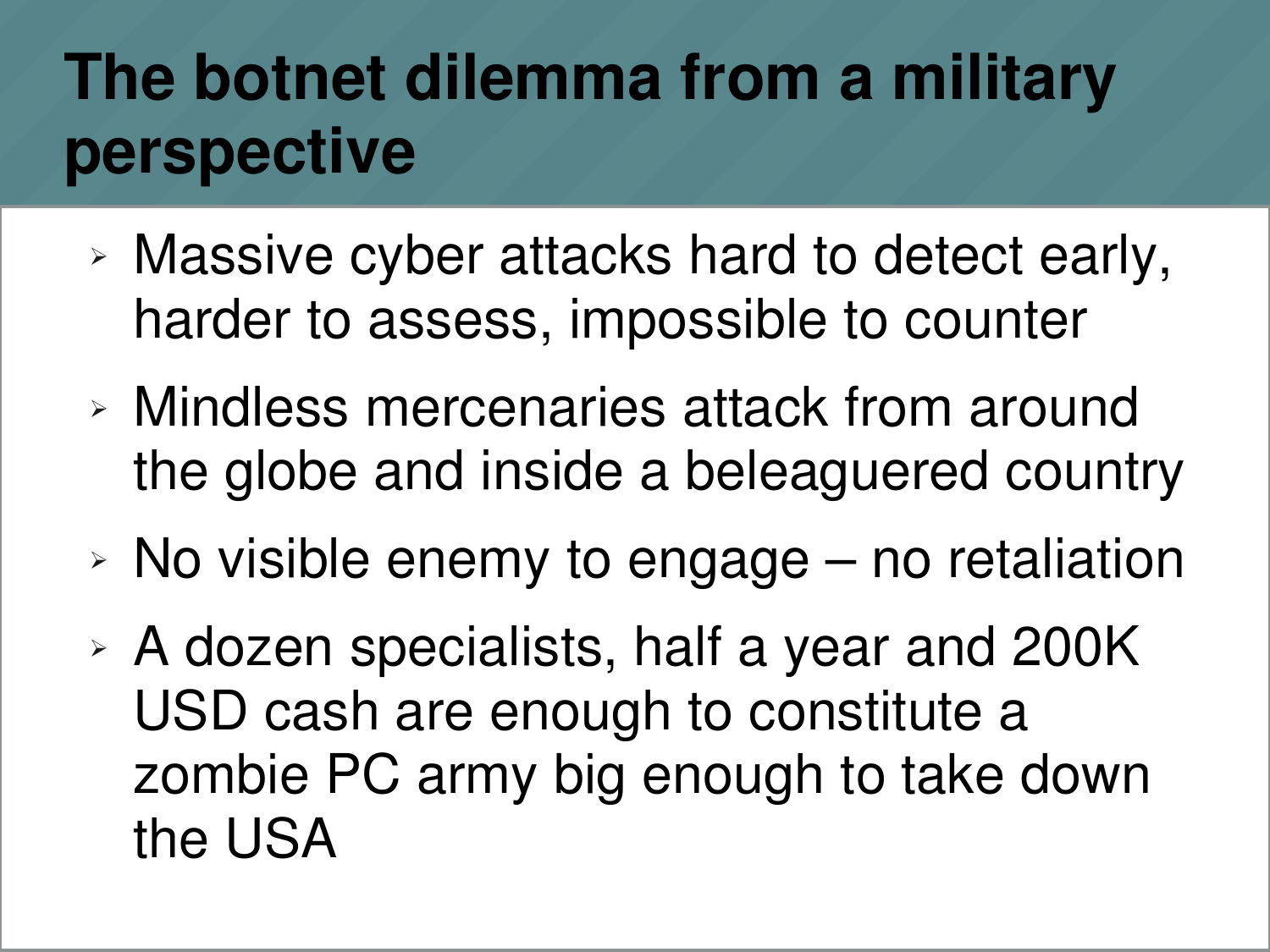# The botnet dilemma from a military perspective

- Massive cyber attacks hard to detect early, harder to assess, impossible to counter
- Mindless mercenaries attack from around the globe and inside a beleaguered country
- No visible enemy to engage – no retaliation
- A dozen specialists, half a year and 200K USD cash are enough to constitute a zombie PC army big enough to take down the USA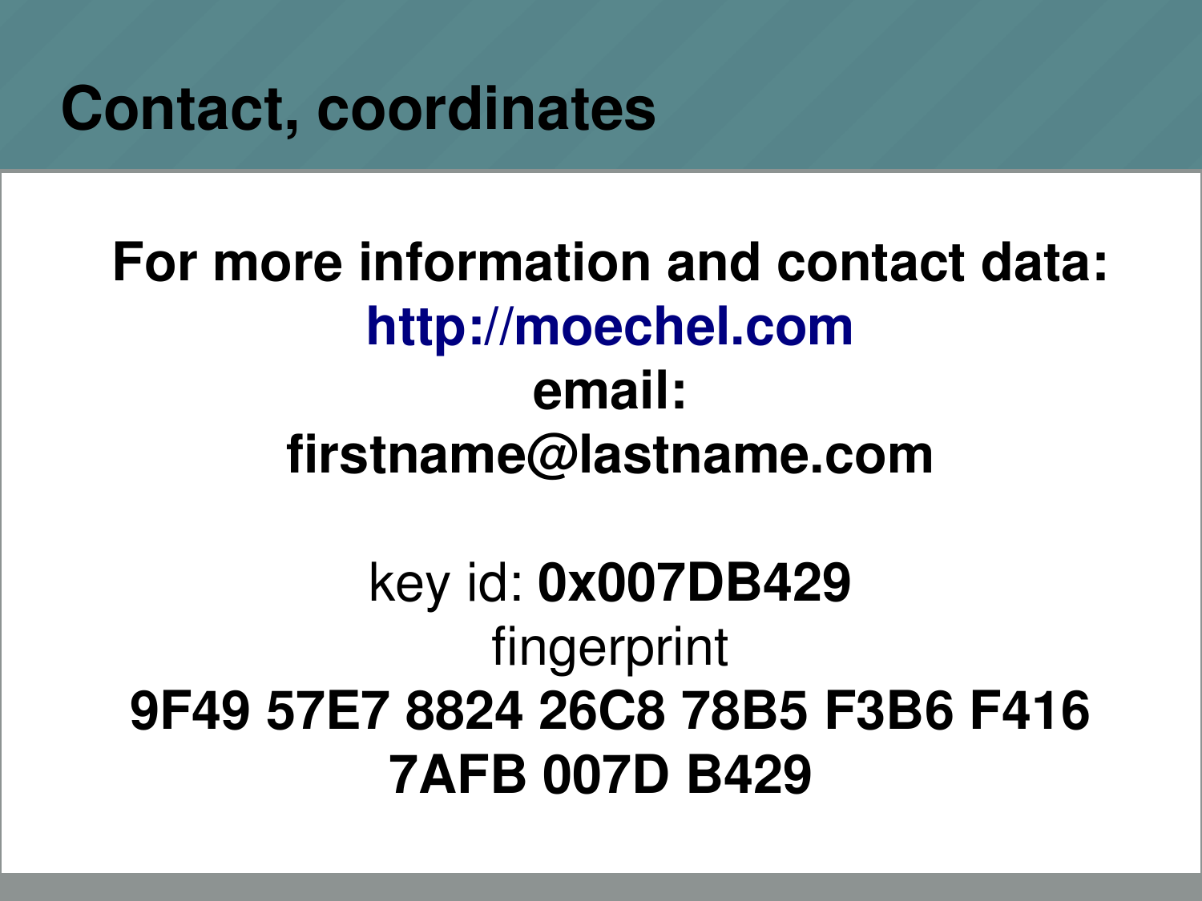# Contact, coordinates

**For more information and contact data:**
**http://moechel.com**
**email:**
**firstname@lastname.com**

key id: **0x007DB429**
fingerprint
**9F49 57E7 8824 26C8 78B5 F3B6 F416 7AFB 007D B429**